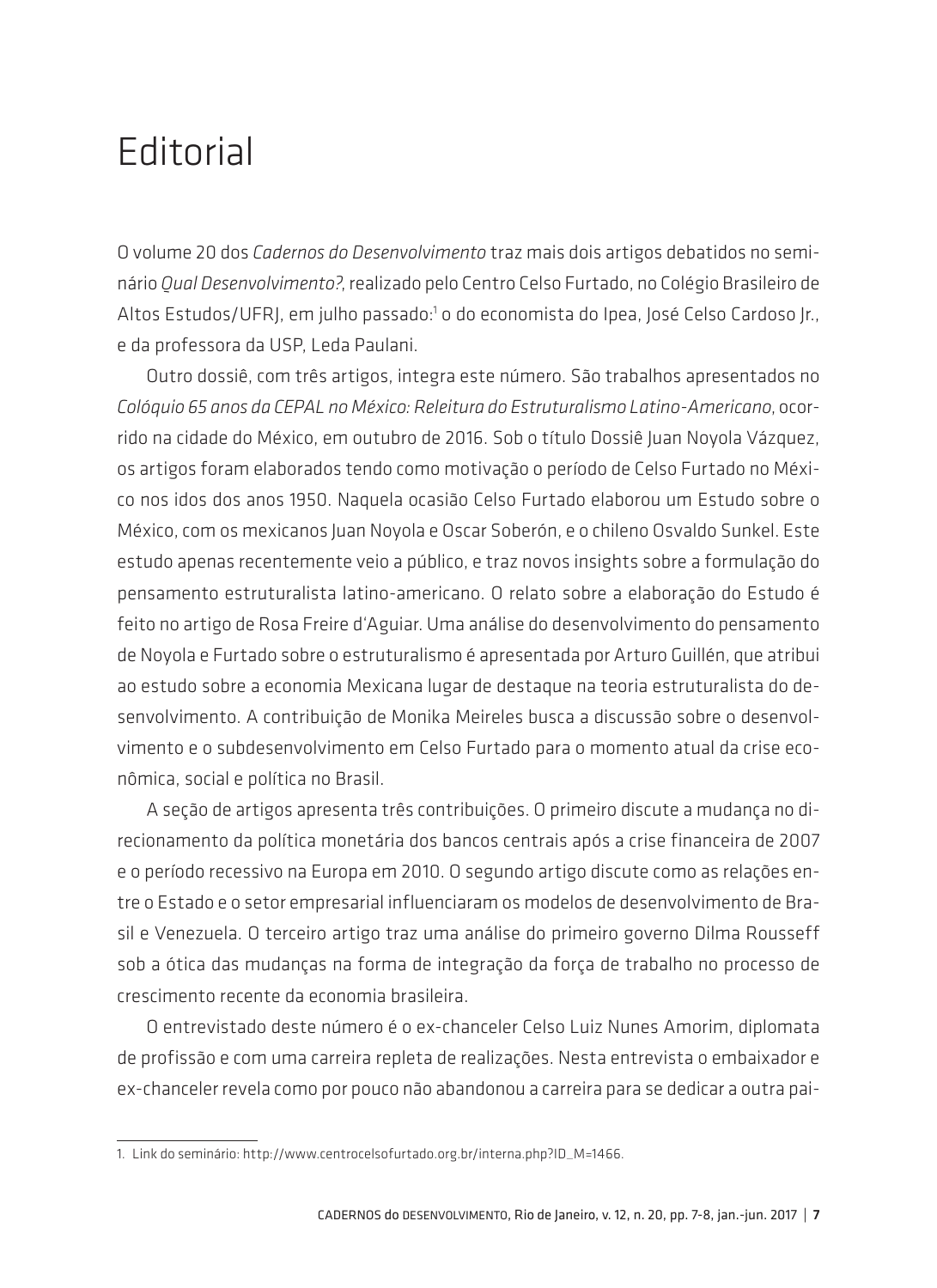# Editorial

O volume 20 dos *Cadernos do Desenvolvimento* traz mais dois artigos debatidos no seminário *Qual Desenvolvimento?*, realizado pelo Centro Celso Furtado, no Colégio Brasileiro de Altos Estudos/UFRJ, em julho passado:[1] o do economista do Ipea, José Celso Cardoso Jr., e da professora da USP, Leda Paulani.

Outro dossiê, com três artigos, integra este número. São trabalhos apresentados no *Colóquio 65 anos da CEPAL no México: Releitura do Estruturalismo Latino-Americano*, ocorrido na cidade do México, em outubro de 2016. Sob o título Dossiê Juan Noyola Vázquez, os artigos foram elaborados tendo como motivação o período de Celso Furtado no México nos idos dos anos 1950. Naquela ocasião Celso Furtado elaborou um Estudo sobre o México, com os mexicanos Juan Noyola e Oscar Soberón, e o chileno Osvaldo Sunkel. Este estudo apenas recentemente veio a público, e traz novos insights sobre a formulação do pensamento estruturalista latino-americano. O relato sobre a elaboração do Estudo é feito no artigo de Rosa Freire d'Aguiar. Uma análise do desenvolvimento do pensamento de Noyola e Furtado sobre o estruturalismo é apresentada por Arturo Guillén, que atribui ao estudo sobre a economia Mexicana lugar de destaque na teoria estruturalista do desenvolvimento. A contribuição de Monika Meireles busca a discussão sobre o desenvolvimento e o subdesenvolvimento em Celso Furtado para o momento atual da crise econômica, social e política no Brasil.

A seção de artigos apresenta três contribuições. O primeiro discute a mudança no direcionamento da política monetária dos bancos centrais após a crise financeira de 2007 e o período recessivo na Europa em 2010. O segundo artigo discute como as relações entre o Estado e o setor empresarial influenciaram os modelos de desenvolvimento de Brasil e Venezuela. O terceiro artigo traz uma análise do primeiro governo Dilma Rousseff sob a ótica das mudanças na forma de integração da força de trabalho no processo de crescimento recente da economia brasileira.

O entrevistado deste número é o ex-chanceler Celso Luiz Nunes Amorim, diplomata de profissão e com uma carreira repleta de realizações. Nesta entrevista o embaixador e ex-chanceler revela como por pouco não abandonou a carreira para se dedicar a outra pai-

---

1. Link do seminário: http://www.centrocelsofurtado.org.br/interna.php?ID_M=1466.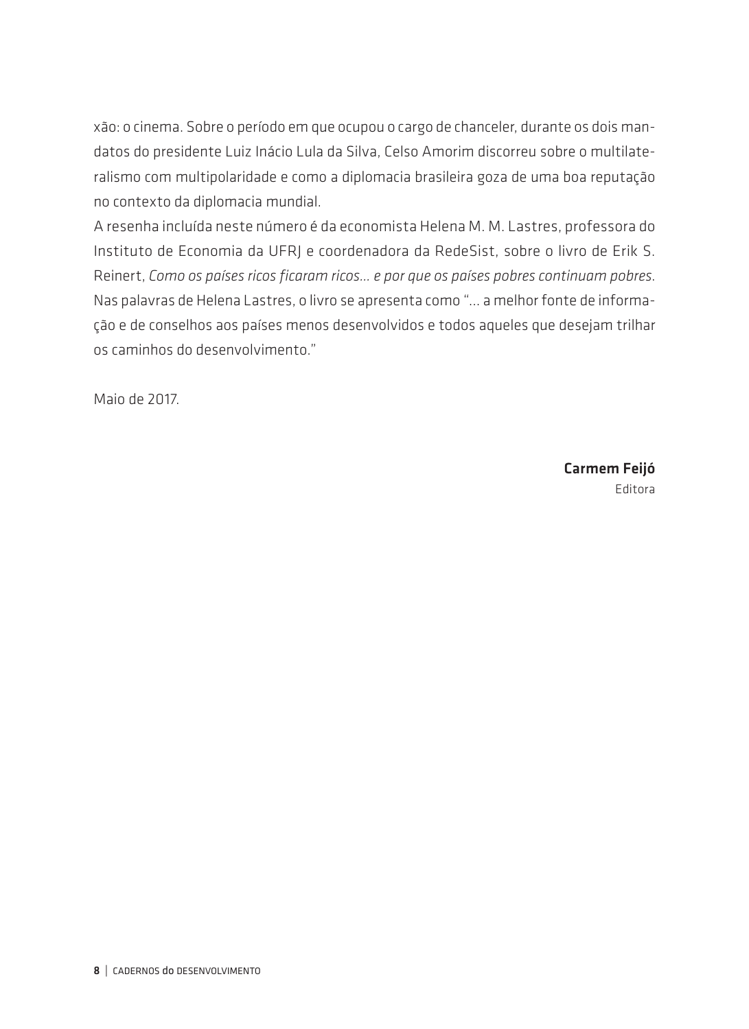xão: o cinema. Sobre o período em que ocupou o cargo de chanceler, durante os dois mandatos do presidente Luiz Inácio Lula da Silva, Celso Amorim discorreu sobre o multilateralismo com multipolaridade e como a diplomacia brasileira goza de uma boa reputação no contexto da diplomacia mundial.

A resenha incluída neste número é da economista Helena M. M. Lastres, professora do Instituto de Economia da UFRJ e coordenadora da RedeSist, sobre o livro de Erik S. Reinert, *Como os países ricos ficaram ricos... e por que os países pobres continuam pobres*. Nas palavras de Helena Lastres, o livro se apresenta como "... a melhor fonte de informação e de conselhos aos países menos desenvolvidos e todos aqueles que desejam trilhar os caminhos do desenvolvimento."

Maio de 2017.

**Carmem Feijó**
Editora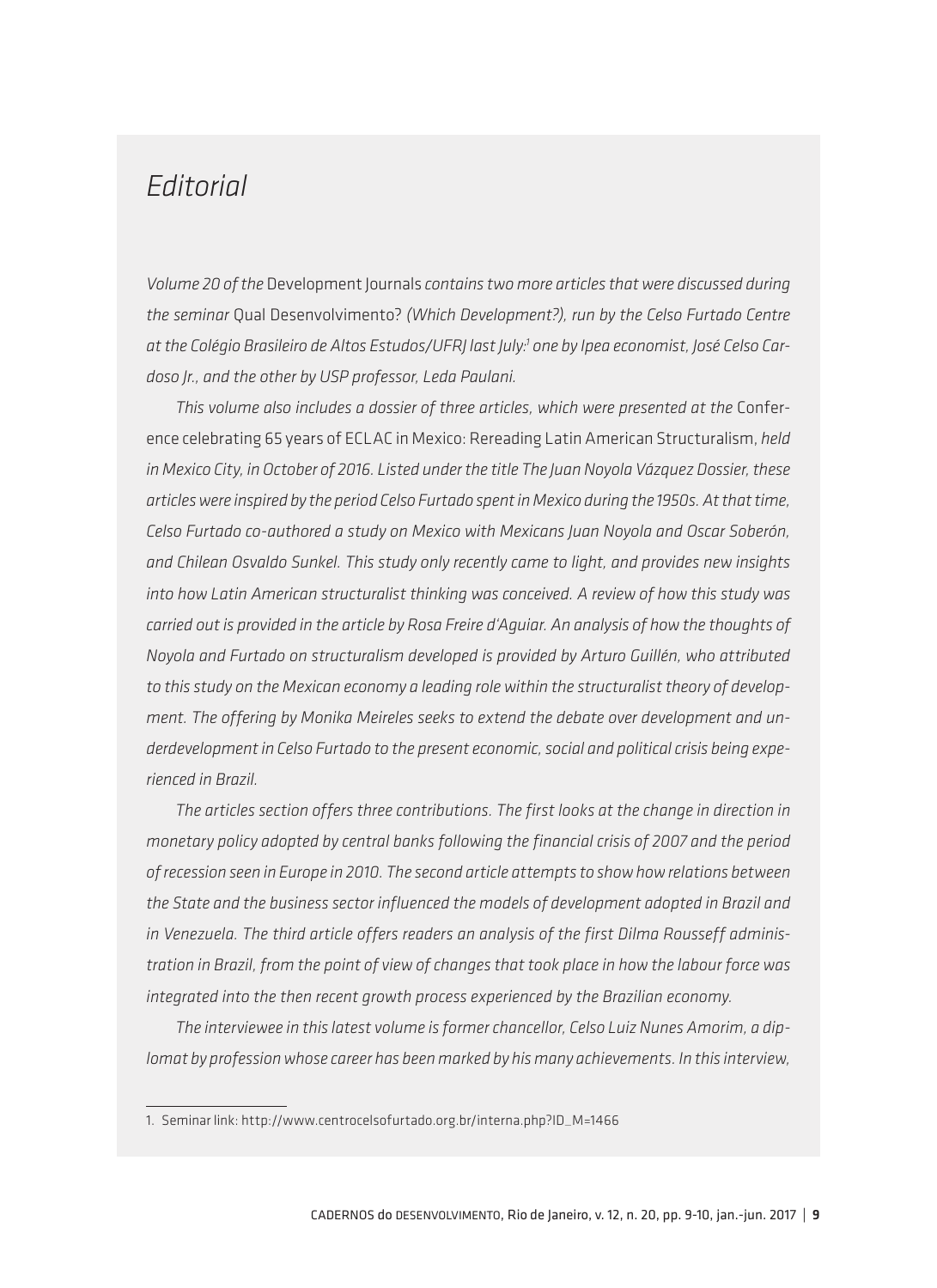# *Editorial*

*Volume 20 of the* Development Journals *contains two more articles that were discussed during the seminar* Qual Desenvolvimento? *(Which Development?), run by the Celso Furtado Centre at the Colégio Brasileiro de Altos Estudos/UFRJ last July:*[1] *one by Ipea economist, José Celso Cardoso Jr., and the other by USP professor, Leda Paulani.*

*This volume also includes a dossier of three articles, which were presented at the* Conference celebrating 65 years of ECLAC in Mexico: Rereading Latin American Structuralism, *held in Mexico City, in October of 2016. Listed under the title The Juan Noyola Vázquez Dossier, these articles were inspired by the period Celso Furtado spent in Mexico during the 1950s. At that time, Celso Furtado co-authored a study on Mexico with Mexicans Juan Noyola and Oscar Soberón, and Chilean Osvaldo Sunkel. This study only recently came to light, and provides new insights into how Latin American structuralist thinking was conceived. A review of how this study was carried out is provided in the article by Rosa Freire d'Aguiar. An analysis of how the thoughts of Noyola and Furtado on structuralism developed is provided by Arturo Guillén, who attributed to this study on the Mexican economy a leading role within the structuralist theory of development. The offering by Monika Meireles seeks to extend the debate over development and underdevelopment in Celso Furtado to the present economic, social and political crisis being experienced in Brazil.*

*The articles section offers three contributions. The first looks at the change in direction in monetary policy adopted by central banks following the financial crisis of 2007 and the period of recession seen in Europe in 2010. The second article attempts to show how relations between the State and the business sector influenced the models of development adopted in Brazil and in Venezuela. The third article offers readers an analysis of the first Dilma Rousseff administration in Brazil, from the point of view of changes that took place in how the labour force was integrated into the then recent growth process experienced by the Brazilian economy.*

*The interviewee in this latest volume is former chancellor, Celso Luiz Nunes Amorim, a diplomat by profession whose career has been marked by his many achievements. In this interview,*

1. Seminar link: http://www.centrocelsofurtado.org.br/interna.php?ID_M=1466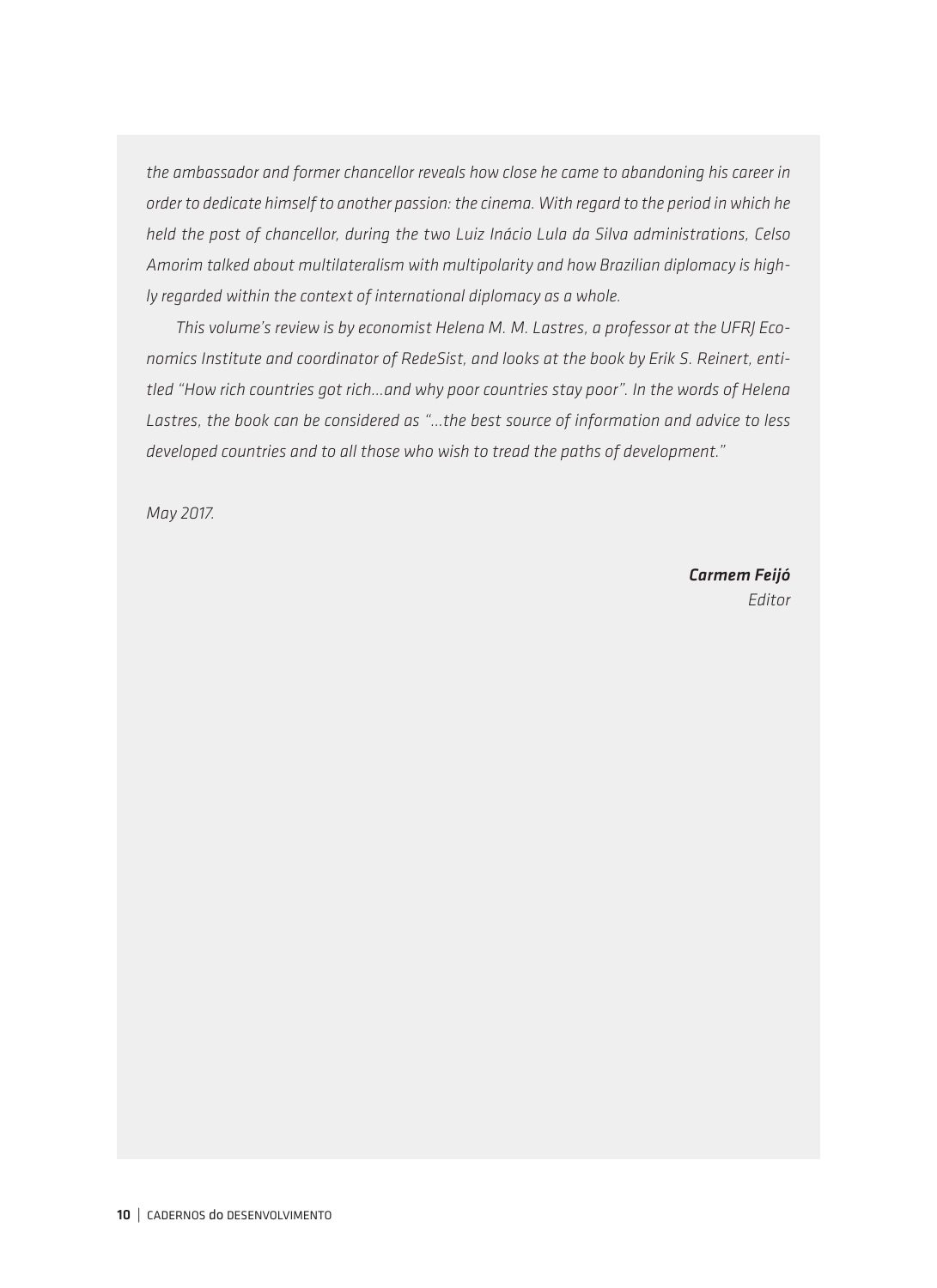*the ambassador and former chancellor reveals how close he came to abandoning his career in order to dedicate himself to another passion: the cinema. With regard to the period in which he held the post of chancellor, during the two Luiz Inácio Lula da Silva administrations, Celso Amorim talked about multilateralism with multipolarity and how Brazilian diplomacy is highly regarded within the context of international diplomacy as a whole.*

*This volume's review is by economist Helena M. M. Lastres, a professor at the UFRJ Economics Institute and coordinator of RedeSist, and looks at the book by Erik S. Reinert, entitled "How rich countries got rich…and why poor countries stay poor". In the words of Helena Lastres, the book can be considered as "…the best source of information and advice to less developed countries and to all those who wish to tread the paths of development."*

*May 2017.*

***Carmem Feijó***
*Editor*